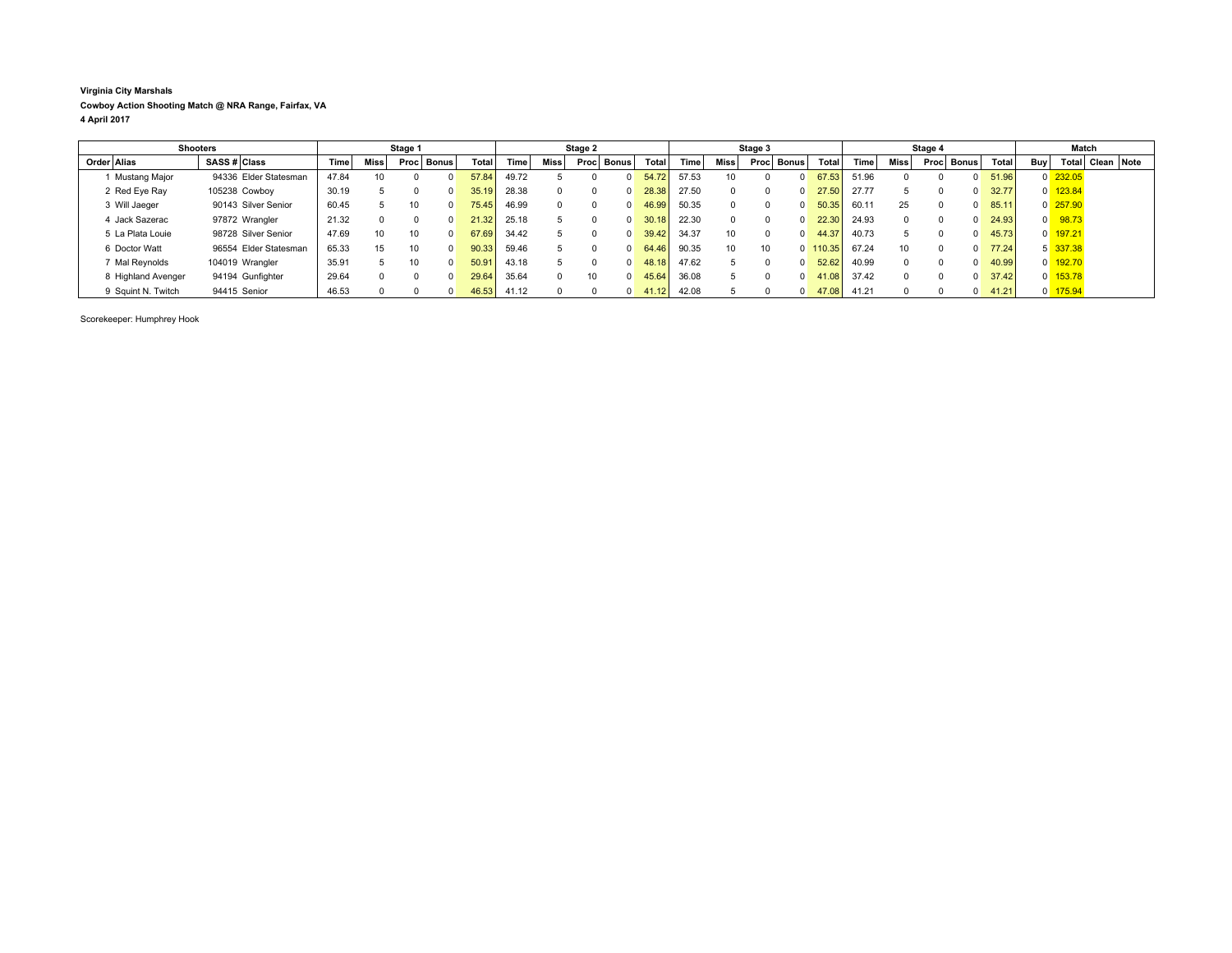**Virginia City Marshals**

**Cowboy Action Shooting Match @ NRA Range, Fairfax, VA**

**4 April 2017**

| Shooters | | | | Stage 1 | | | | | Stage 2 | | | | | Stage 3 | | | | | Stage 4 | | | | | Match | | | |
|---|---|---|---|---|---|---|---|---|---|---|---|---|---|---|---|---|---|---|---|---|---|---|---|---|---|---|---|
| Order | Alias | SASS # | Class | Time | Miss | Proc | Bonus | Total | Time | Miss | Proc | Bonus | Total | Time | Miss | Proc | Bonus | Total | Time | Miss | Proc | Bonus | Total | Buy | Total | Clean | Note |
| 1 | Mustang Major | 94336 | Elder Statesman | 47.84 | 10 | 0 | 0 | 57.84 | 49.72 | 5 | 0 | 0 | 54.72 | 57.53 | 10 | 0 | 0 | 67.53 | 51.96 | 0 | 0 | 0 | 51.96 | 0 | 232.05 | | |
| 2 | Red Eye Ray | 105238 | Cowboy | 30.19 | 5 | 0 | 0 | 35.19 | 28.38 | 0 | 0 | 0 | 28.38 | 27.50 | 0 | 0 | 0 | 27.50 | 27.77 | 5 | 0 | 0 | 32.77 | 0 | 123.84 | | |
| 3 | Will Jaeger | 90143 | Silver Senior | 60.45 | 5 | 10 | 0 | 75.45 | 46.99 | 0 | 0 | 0 | 46.99 | 50.35 | 0 | 0 | 0 | 50.35 | 60.11 | 25 | 0 | 0 | 85.11 | 0 | 257.90 | | |
| 4 | Jack Sazerac | 97872 | Wrangler | 21.32 | 0 | 0 | 0 | 21.32 | 25.18 | 5 | 0 | 0 | 30.18 | 22.30 | 0 | 0 | 0 | 22.30 | 24.93 | 0 | 0 | 0 | 24.93 | 0 | 98.73 | | |
| 5 | La Plata Louie | 98728 | Silver Senior | 47.69 | 10 | 10 | 0 | 67.69 | 34.42 | 5 | 0 | 0 | 39.42 | 34.37 | 10 | 0 | 0 | 44.37 | 40.73 | 5 | 0 | 0 | 45.73 | 0 | 197.21 | | |
| 6 | Doctor Watt | 96554 | Elder Statesman | 65.33 | 15 | 10 | 0 | 90.33 | 59.46 | 5 | 0 | 0 | 64.46 | 90.35 | 10 | 10 | 0 | 110.35 | 67.24 | 10 | 0 | 0 | 77.24 | 5 | 337.38 | | |
| 7 | Mal Reynolds | 104019 | Wrangler | 35.91 | 5 | 10 | 0 | 50.91 | 43.18 | 5 | 0 | 0 | 48.18 | 47.62 | 5 | 0 | 0 | 52.62 | 40.99 | 0 | 0 | 0 | 40.99 | 0 | 192.70 | | |
| 8 | Highland Avenger | 94194 | Gunfighter | 29.64 | 0 | 0 | 0 | 29.64 | 35.64 | 0 | 10 | 0 | 45.64 | 36.08 | 5 | 0 | 0 | 41.08 | 37.42 | 0 | 0 | 0 | 37.42 | 0 | 153.78 | | |
| 9 | Squint N. Twitch | 94415 | Senior | 46.53 | 0 | 0 | 0 | 46.53 | 41.12 | 0 | 0 | 0 | 41.12 | 42.08 | 5 | 0 | 0 | 47.08 | 41.21 | 0 | 0 | 0 | 41.21 | 0 | 175.94 | | |

Scorekeeper: Humphrey Hook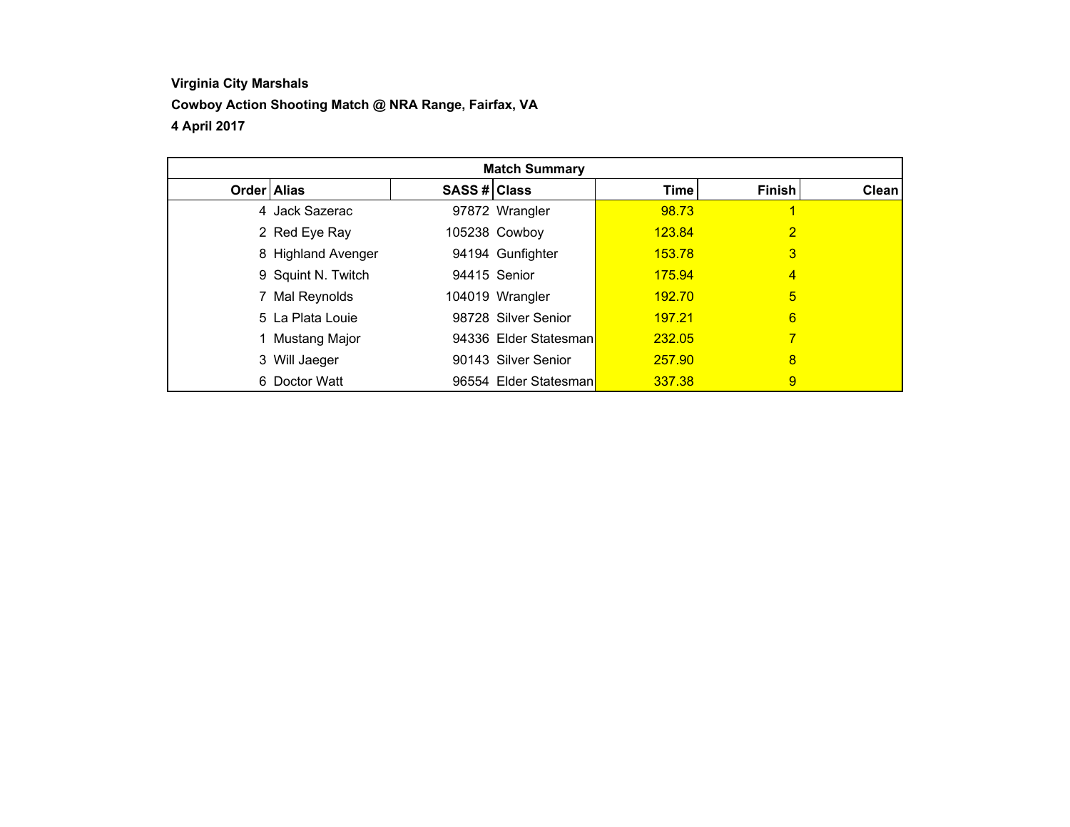**Virginia City Marshals**

**Cowboy Action Shooting Match @ NRA Range, Fairfax, VA**

**4 April 2017**

| Match Summary | | | | | | |
|---|---|---|---|---|---|---|
| **Order** | **Alias** | **SASS #** | **Class** | **Time** | **Finish** | **Clean** |
| 4 | Jack Sazerac | 97872 | Wrangler | 98.73 | 1 | |
| 2 | Red Eye Ray | 105238 | Cowboy | 123.84 | 2 | |
| 8 | Highland Avenger | 94194 | Gunfighter | 153.78 | 3 | |
| 9 | Squint N. Twitch | 94415 | Senior | 175.94 | 4 | |
| 7 | Mal Reynolds | 104019 | Wrangler | 192.70 | 5 | |
| 5 | La Plata Louie | 98728 | Silver Senior | 197.21 | 6 | |
| 1 | Mustang Major | 94336 | Elder Statesman | 232.05 | 7 | |
| 3 | Will Jaeger | 90143 | Silver Senior | 257.90 | 8 | |
| 6 | Doctor Watt | 96554 | Elder Statesman | 337.38 | 9 | |